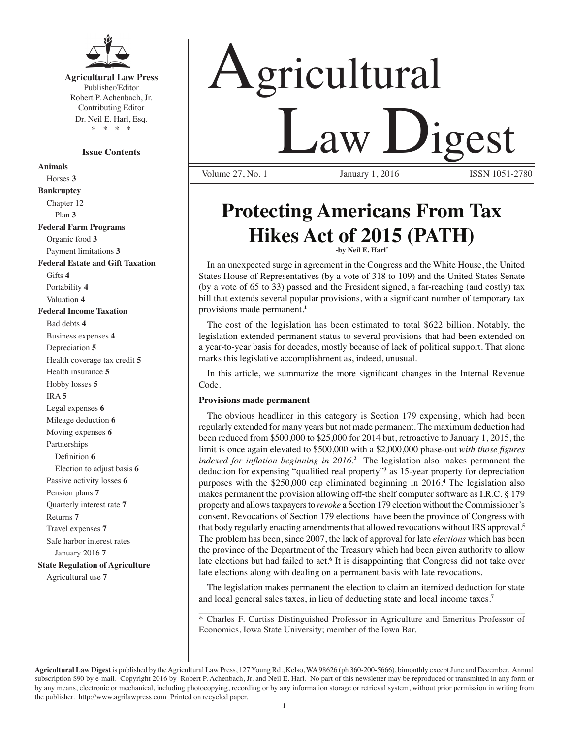# Agricultural Law Digest

**Agricultural Law Press**
Publisher/Editor
Robert P. Achenbach, Jr.
Contributing Editor
Dr. Neil E. Harl, Esq.
\* \* \* \*

**Issue Contents**

**Animals**
- Horses **3**

**Bankruptcy**
- Chapter 12
  - Plan **3**

**Federal Farm Programs**
- Organic food **3**
- Payment limitations **3**

**Federal Estate and Gift Taxation**
- Gifts **4**
- Portability **4**
- Valuation **4**

**Federal Income Taxation**
- Bad debts **4**
- Business expenses **4**
- Depreciation **5**
- Health coverage tax credit **5**
- Health insurance **5**
- Hobby losses **5**
- IRA **5**
- Legal expenses **6**
- Mileage deduction **6**
- Moving expenses **6**
- Partnerships
  - Definition **6**
  - Election to adjust basis **6**
- Passive activity losses **6**
- Pension plans **7**
- Quarterly interest rate **7**
- Returns **7**
- Travel expenses **7**
- Safe harbor interest rates
  - January 2016 **7**

**State Regulation of Agriculture**
- Agricultural use **7**

Volume 27, No. 1 — January 1, 2016 — ISSN 1051-2780

## Protecting Americans From Tax Hikes Act of 2015 (PATH)

**-by Neil E. Harl\***

In an unexpected surge in agreement in the Congress and the White House, the United States House of Representatives (by a vote of 318 to 109) and the United States Senate (by a vote of 65 to 33) passed and the President signed, a far-reaching (and costly) tax bill that extends several popular provisions, with a significant number of temporary tax provisions made permanent.[1]

The cost of the legislation has been estimated to total $622 billion. Notably, the legislation extended permanent status to several provisions that had been extended on a year-to-year basis for decades, mostly because of lack of political support. That alone marks this legislative accomplishment as, indeed, unusual.

In this article, we summarize the more significant changes in the Internal Revenue Code.

**Provisions made permanent**

The obvious headliner in this category is Section 179 expensing, which had been regularly extended for many years but not made permanent. The maximum deduction had been reduced from $500,000 to $25,000 for 2014 but, retroactive to January 1, 2015, the limit is once again elevated to $500,000 with a $2,000,000 phase-out *with those figures indexed for inflation beginning in 2016*.[2] The legislation also makes permanent the deduction for expensing "qualified real property"[3] as 15-year property for depreciation purposes with the $250,000 cap eliminated beginning in 2016.[4] The legislation also makes permanent the provision allowing off-the shelf computer software as I.R.C. § 179 property and allows taxpayers to *revoke* a Section 179 election without the Commissioner's consent. Revocations of Section 179 elections have been the province of Congress with that body regularly enacting amendments that allowed revocations without IRS approval.[5] The problem has been, since 2007, the lack of approval for late *elections* which has been the province of the Department of the Treasury which had been given authority to allow late elections but had failed to act.[6] It is disappointing that Congress did not take over late elections along with dealing on a permanent basis with late revocations.

The legislation makes permanent the election to claim an itemized deduction for state and local general sales taxes, in lieu of deducting state and local income taxes.[7]

---

\* Charles F. Curtiss Distinguished Professor in Agriculture and Emeritus Professor of Economics, Iowa State University; member of the Iowa Bar.

---

**Agricultural Law Digest** is published by the Agricultural Law Press, 127 Young Rd., Kelso, WA 98626 (ph 360-200-5666), bimonthly except June and December. Annual subscription $90 by e-mail. Copyright 2016 by Robert P. Achenbach, Jr. and Neil E. Harl. No part of this newsletter may be reproduced or transmitted in any form or by any means, electronic or mechanical, including photocopying, recording or by any information storage or retrieval system, without prior permission in writing from the publisher. http://www.agrilawpress.com Printed on recycled paper.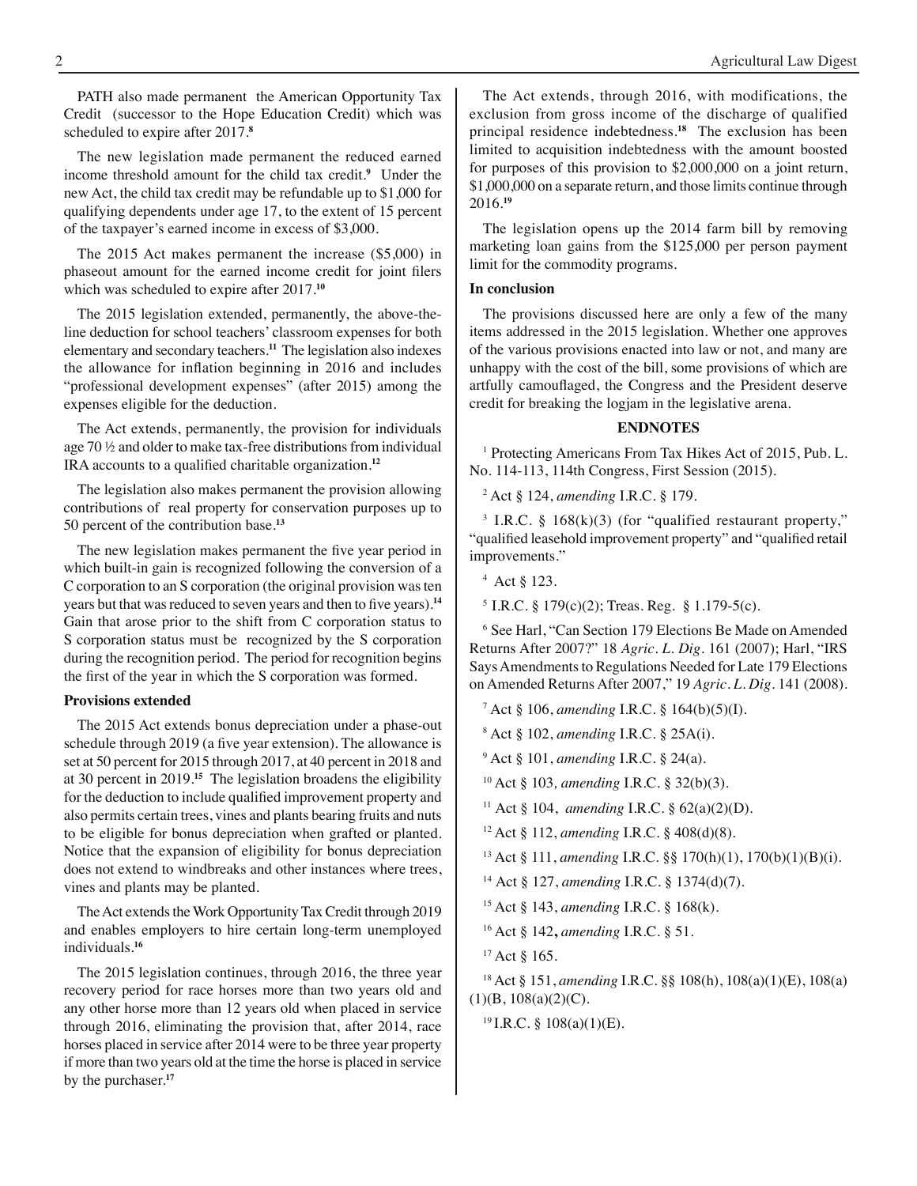PATH also made permanent the American Opportunity Tax Credit (successor to the Hope Education Credit) which was scheduled to expire after 2017.[8]

The new legislation made permanent the reduced earned income threshold amount for the child tax credit.[9] Under the new Act, the child tax credit may be refundable up to $1,000 for qualifying dependents under age 17, to the extent of 15 percent of the taxpayer's earned income in excess of $3,000.

The 2015 Act makes permanent the increase ($5,000) in phaseout amount for the earned income credit for joint filers which was scheduled to expire after 2017.[10]

The 2015 legislation extended, permanently, the above-the-line deduction for school teachers' classroom expenses for both elementary and secondary teachers.[11] The legislation also indexes the allowance for inflation beginning in 2016 and includes "professional development expenses" (after 2015) among the expenses eligible for the deduction.

The Act extends, permanently, the provision for individuals age 70 ½ and older to make tax-free distributions from individual IRA accounts to a qualified charitable organization.[12]

The legislation also makes permanent the provision allowing contributions of real property for conservation purposes up to 50 percent of the contribution base.[13]

The new legislation makes permanent the five year period in which built-in gain is recognized following the conversion of a C corporation to an S corporation (the original provision was ten years but that was reduced to seven years and then to five years).[14] Gain that arose prior to the shift from C corporation status to S corporation status must be recognized by the S corporation during the recognition period. The period for recognition begins the first of the year in which the S corporation was formed.

**Provisions extended**

The 2015 Act extends bonus depreciation under a phase-out schedule through 2019 (a five year extension). The allowance is set at 50 percent for 2015 through 2017, at 40 percent in 2018 and at 30 percent in 2019.[15] The legislation broadens the eligibility for the deduction to include qualified improvement property and also permits certain trees, vines and plants bearing fruits and nuts to be eligible for bonus depreciation when grafted or planted. Notice that the expansion of eligibility for bonus depreciation does not extend to windbreaks and other instances where trees, vines and plants may be planted.

The Act extends the Work Opportunity Tax Credit through 2019 and enables employers to hire certain long-term unemployed individuals.[16]

The 2015 legislation continues, through 2016, the three year recovery period for race horses more than two years old and any other horse more than 12 years old when placed in service through 2016, eliminating the provision that, after 2014, race horses placed in service after 2014 were to be three year property if more than two years old at the time the horse is placed in service by the purchaser.[17]

The Act extends, through 2016, with modifications, the exclusion from gross income of the discharge of qualified principal residence indebtedness.[18] The exclusion has been limited to acquisition indebtedness with the amount boosted for purposes of this provision to $2,000,000 on a joint return, $1,000,000 on a separate return, and those limits continue through 2016.[19]

The legislation opens up the 2014 farm bill by removing marketing loan gains from the $125,000 per person payment limit for the commodity programs.

**In conclusion**

The provisions discussed here are only a few of the many items addressed in the 2015 legislation. Whether one approves of the various provisions enacted into law or not, and many are unhappy with the cost of the bill, some provisions of which are artfully camouflaged, the Congress and the President deserve credit for breaking the logjam in the legislative arena.

**ENDNOTES**

[1] Protecting Americans From Tax Hikes Act of 2015, Pub. L. No. 114-113, 114th Congress, First Session (2015).

[2] Act § 124, *amending* I.R.C. § 179.

[3] I.R.C. § 168(k)(3) (for "qualified restaurant property," "qualified leasehold improvement property" and "qualified retail improvements."

[4] Act § 123.

[5] I.R.C. § 179(c)(2); Treas. Reg. § 1.179-5(c).

[6] See Harl, "Can Section 179 Elections Be Made on Amended Returns After 2007?" 18 *Agric. L. Dig*. 161 (2007); Harl, "IRS Says Amendments to Regulations Needed for Late 179 Elections on Amended Returns After 2007," 19 *Agric. L. Dig*. 141 (2008).

[7] Act § 106, *amending* I.R.C. § 164(b)(5)(I).

[8] Act § 102, *amending* I.R.C. § 25A(i).

[9] Act § 101, *amending* I.R.C. § 24(a).

[10] Act § 103, *amending* I.R.C. § 32(b)(3).

[11] Act § 104, *amending* I.R.C. § 62(a)(2)(D).

[12] Act § 112, *amending* I.R.C. § 408(d)(8).

[13] Act § 111, *amending* I.R.C. §§ 170(h)(1), 170(b)(1)(B)(i).

[14] Act § 127, *amending* I.R.C. § 1374(d)(7).

[15] Act § 143, *amending* I.R.C. § 168(k).

[16] Act § 142**,** *amending* I.R.C. § 51.

[17] Act § 165.

[18] Act § 151, *amending* I.R.C. §§ 108(h), 108(a)(1)(E), 108(a)(1)(B, 108(a)(2)(C).

[19] I.R.C. § 108(a)(1)(E).